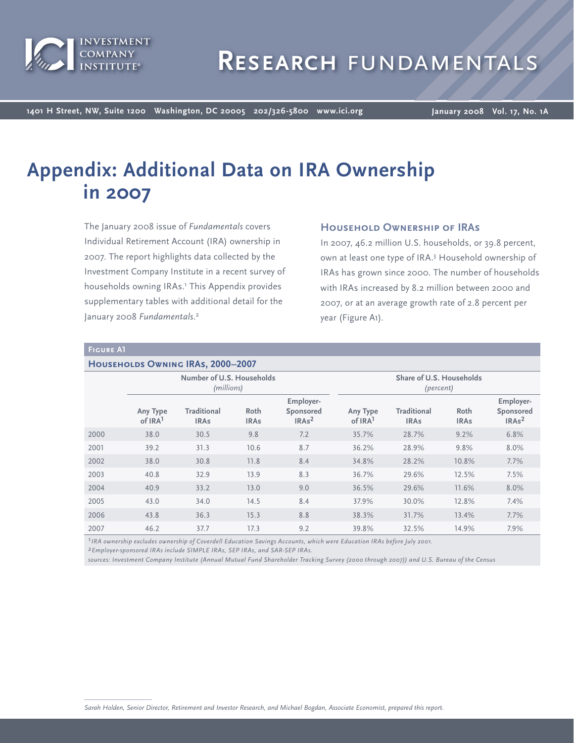# Research Fundamentals

# Appendix: Additional Data on IRA Ownership in 2007

The January 2008 issue of *Fundamentals* covers Individual Retirement Account (IRA) ownership in 2007. The report highlights data collected by the Investment Company Institute in a recent survey of households owning IRAs.[1] This Appendix provides supplementary tables with additional detail for the January 2008 *Fundamentals*.[2]

## Household Ownership of IRAs

In 2007, 46.2 million U.S. households, or 39.8 percent, own at least one type of IRA.[3] Household ownership of IRAs has grown since 2000. The number of households with IRAs increased by 8.2 million between 2000 and 2007, or at an average growth rate of 2.8 percent per year (Figure A1).

**Figure A1**

**Households Owning IRAs, 2000–2007**

| | Number of U.S. Households *(millions)* | | | | Share of U.S. Households *(percent)* | | | |
|---|---|---|---|---|---|---|---|---|
| | Any Type of IRA[1] | Traditional IRAs | Roth IRAs | Employer-Sponsored IRAs[2] | Any Type of IRA[1] | Traditional IRAs | Roth IRAs | Employer-Sponsored IRAs[2] |
| 2000 | 38.0 | 30.5 | 9.8 | 7.2 | 35.7% | 28.7% | 9.2% | 6.8% |
| 2001 | 39.2 | 31.3 | 10.6 | 8.7 | 36.2% | 28.9% | 9.8% | 8.0% |
| 2002 | 38.0 | 30.8 | 11.8 | 8.4 | 34.8% | 28.2% | 10.8% | 7.7% |
| 2003 | 40.8 | 32.9 | 13.9 | 8.3 | 36.7% | 29.6% | 12.5% | 7.5% |
| 2004 | 40.9 | 33.2 | 13.0 | 9.0 | 36.5% | 29.6% | 11.6% | 8.0% |
| 2005 | 43.0 | 34.0 | 14.5 | 8.4 | 37.9% | 30.0% | 12.8% | 7.4% |
| 2006 | 43.8 | 36.3 | 15.3 | 8.8 | 38.3% | 31.7% | 13.4% | 7.7% |
| 2007 | 46.2 | 37.7 | 17.3 | 9.2 | 39.8% | 32.5% | 14.9% | 7.9% |

[1] *IRA ownership excludes ownership of Coverdell Education Savings Accounts, which were Education IRAs before July 2001.*
[2] *Employer-sponsored IRAs include SIMPLE IRAs, SEP IRAs, and SAR-SEP IRAs.*
*sources: Investment Company Institute (Annual Mutual Fund Shareholder Tracking Survey (2000 through 2007)) and U.S. Bureau of the Census*

*Sarah Holden, Senior Director, Retirement and Investor Research, and Michael Bogdan, Associate Economist, prepared this report.*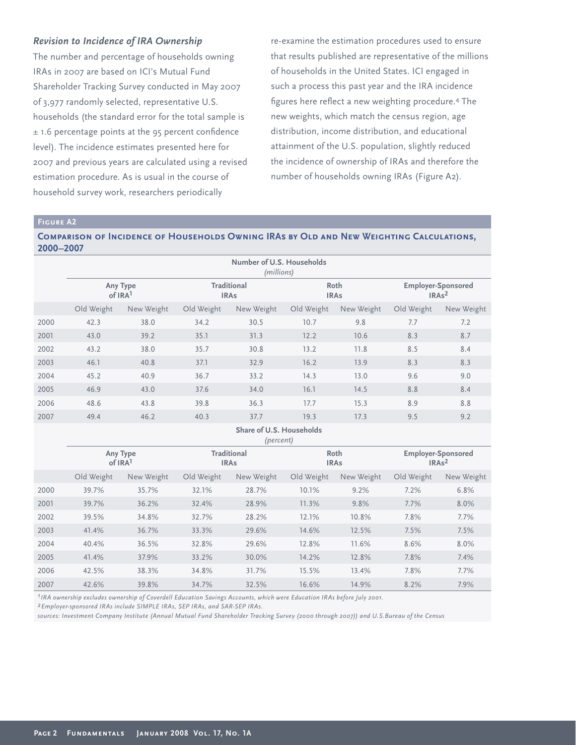### *Revision to Incidence of IRA Ownership*

The number and percentage of households owning IRAs in 2007 are based on ICI's Mutual Fund Shareholder Tracking Survey conducted in May 2007 of 3,977 randomly selected, representative U.S. households (the standard error for the total sample is ± 1.6 percentage points at the 95 percent confidence level). The incidence estimates presented here for 2007 and previous years are calculated using a revised estimation procedure. As is usual in the course of household survey work, researchers periodically re-examine the estimation procedures used to ensure that results published are representative of the millions of households in the United States. ICI engaged in such a process this past year and the IRA incidence figures here reflect a new weighting procedure.[4] The new weights, which match the census region, age distribution, income distribution, and educational attainment of the U.S. population, slightly reduced the incidence of ownership of IRAs and therefore the number of households owning IRAs (Figure A2).

**Figure A2**

**Comparison of Incidence of Households Owning IRAs by Old and New Weighting Calculations, 2000–2007**

| | Number of U.S. Households *(millions)* | | | | | | | |
|---|---|---|---|---|---|---|---|---|
| | Any Type of IRA[1] | | Traditional IRAs | | Roth IRAs | | Employer-Sponsored IRAs[2] | |
| | Old Weight | New Weight | Old Weight | New Weight | Old Weight | New Weight | Old Weight | New Weight |
| 2000 | 42.3 | 38.0 | 34.2 | 30.5 | 10.7 | 9.8 | 7.7 | 7.2 |
| 2001 | 43.0 | 39.2 | 35.1 | 31.3 | 12.2 | 10.6 | 8.3 | 8.7 |
| 2002 | 43.2 | 38.0 | 35.7 | 30.8 | 13.2 | 11.8 | 8.5 | 8.4 |
| 2003 | 46.1 | 40.8 | 37.1 | 32.9 | 16.2 | 13.9 | 8.3 | 8.3 |
| 2004 | 45.2 | 40.9 | 36.7 | 33.2 | 14.3 | 13.0 | 9.6 | 9.0 |
| 2005 | 46.9 | 43.0 | 37.6 | 34.0 | 16.1 | 14.5 | 8.8 | 8.4 |
| 2006 | 48.6 | 43.8 | 39.8 | 36.3 | 17.7 | 15.3 | 8.9 | 8.8 |
| 2007 | 49.4 | 46.2 | 40.3 | 37.7 | 19.3 | 17.3 | 9.5 | 9.2 |
| | **Share of U.S. Households** *(percent)* | | | | | | | |
| | Any Type of IRA[1] | | Traditional IRAs | | Roth IRAs | | Employer-Sponsored IRAs[2] | |
| | Old Weight | New Weight | Old Weight | New Weight | Old Weight | New Weight | Old Weight | New Weight |
| 2000 | 39.7% | 35.7% | 32.1% | 28.7% | 10.1% | 9.2% | 7.2% | 6.8% |
| 2001 | 39.7% | 36.2% | 32.4% | 28.9% | 11.3% | 9.8% | 7.7% | 8.0% |
| 2002 | 39.5% | 34.8% | 32.7% | 28.2% | 12.1% | 10.8% | 7.8% | 7.7% |
| 2003 | 41.4% | 36.7% | 33.3% | 29.6% | 14.6% | 12.5% | 7.5% | 7.5% |
| 2004 | 40.4% | 36.5% | 32.8% | 29.6% | 12.8% | 11.6% | 8.6% | 8.0% |
| 2005 | 41.4% | 37.9% | 33.2% | 30.0% | 14.2% | 12.8% | 7.8% | 7.4% |
| 2006 | 42.5% | 38.3% | 34.8% | 31.7% | 15.5% | 13.4% | 7.8% | 7.7% |
| 2007 | 42.6% | 39.8% | 34.7% | 32.5% | 16.6% | 14.9% | 8.2% | 7.9% |

*[1] IRA ownership excludes ownership of Coverdell Education Savings Accounts, which were Education IRAs before July 2001.*

*[2] Employer-sponsored IRAs include SIMPLE IRAs, SEP IRAs, and SAR-SEP IRAs.*

*sources: Investment Company Institute (Annual Mutual Fund Shareholder Tracking Survey (2000 through 2007)) and U.S. Bureau of the Census*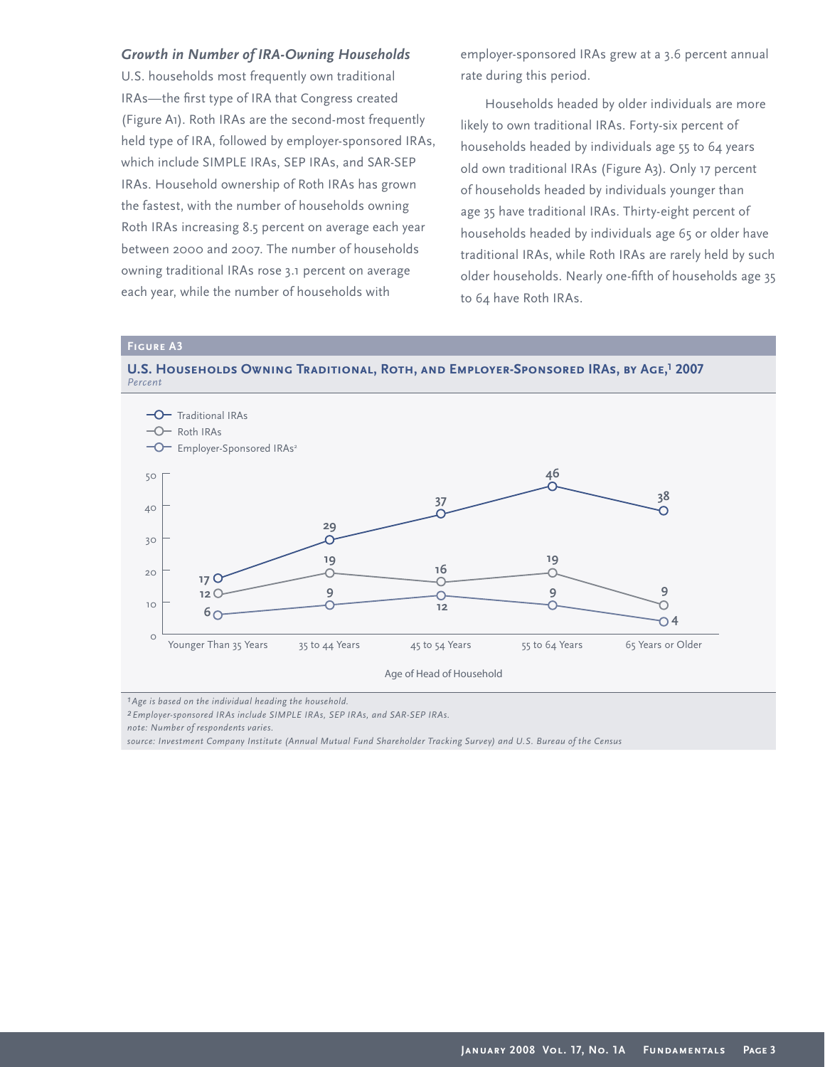### *Growth in Number of IRA-Owning Households*

U.S. households most frequently own traditional IRAs—the first type of IRA that Congress created (Figure A1). Roth IRAs are the second-most frequently held type of IRA, followed by employer-sponsored IRAs, which include SIMPLE IRAs, SEP IRAs, and SAR-SEP IRAs. Household ownership of Roth IRAs has grown the fastest, with the number of households owning Roth IRAs increasing 8.5 percent on average each year between 2000 and 2007. The number of households owning traditional IRAs rose 3.1 percent on average each year, while the number of households with employer-sponsored IRAs grew at a 3.6 percent annual rate during this period.

Households headed by older individuals are more likely to own traditional IRAs. Forty-six percent of households headed by individuals age 55 to 64 years old own traditional IRAs (Figure A3). Only 17 percent of households headed by individuals younger than age 35 have traditional IRAs. Thirty-eight percent of households headed by individuals age 65 or older have traditional IRAs, while Roth IRAs are rarely held by such older households. Nearly one-fifth of households age 35 to 64 have Roth IRAs.

**Figure A3**

**U.S. Households Owning Traditional, Roth, and Employer-Sponsored IRAs, by Age,[1] 2007**
*Percent*

| Age of Head of Household | Traditional IRAs | Roth IRAs | Employer-Sponsored IRAs[2] |
|---|---|---|---|
| Younger Than 35 Years | 17 | 12 | 6 |
| 35 to 44 Years | 29 | 19 | 9 |
| 45 to 54 Years | 37 | 16 | 12 |
| 55 to 64 Years | 46 | 19 | 9 |
| 65 Years or Older | 38 | 9 | 4 |

*[1] Age is based on the individual heading the household.*
*[2] Employer-sponsored IRAs include SIMPLE IRAs, SEP IRAs, and SAR-SEP IRAs.*
*note: Number of respondents varies.*
*source: Investment Company Institute (Annual Mutual Fund Shareholder Tracking Survey) and U.S. Bureau of the Census*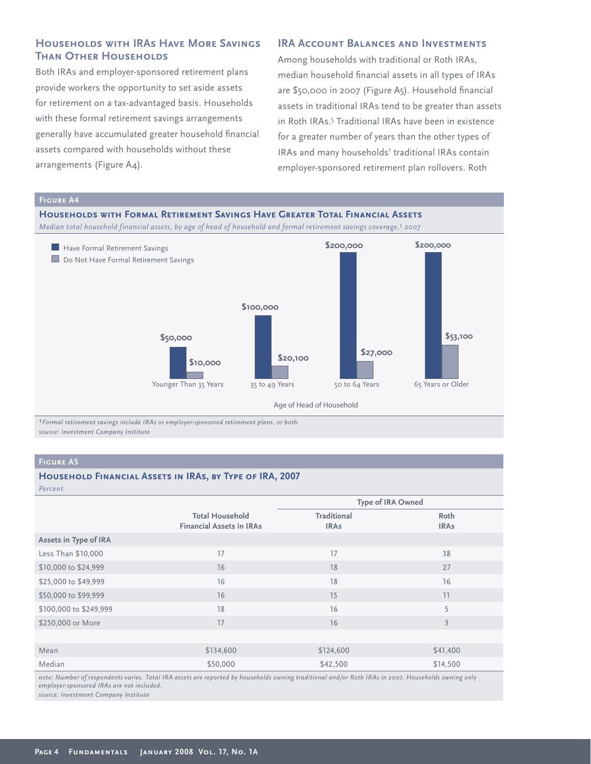## Households with IRAs Have More Savings Than Other Households

Both IRAs and employer-sponsored retirement plans provide workers the opportunity to set aside assets for retirement on a tax-advantaged basis. Households with these formal retirement savings arrangements generally have accumulated greater household financial assets compared with households without these arrangements (Figure A4).

## IRA Account Balances and Investments

Among households with traditional or Roth IRAs, median household financial assets in all types of IRAs are $50,000 in 2007 (Figure A5). Household financial assets in traditional IRAs tend to be greater than assets in Roth IRAs.[5] Traditional IRAs have been in existence for a greater number of years than the other types of IRAs and many households' traditional IRAs contain employer-sponsored retirement plan rollovers. Roth

### Figure A4

**Households with Formal Retirement Savings Have Greater Total Financial Assets**

*Median total household financial assets, by age of head of household and formal retirement savings coverage,[1] 2007*

| Age of Head of Household | Have Formal Retirement Savings | Do Not Have Formal Retirement Savings |
|---|---|---|
| Younger Than 35 Years | $50,000 | $10,000 |
| 35 to 49 Years | $100,000 | $20,100 |
| 50 to 64 Years | $200,000 | $27,000 |
| 65 Years or Older | $200,000 | $53,100 |

*[1]Formal retirement savings include IRAs or employer-sponsored retirement plans, or both.*
*source: Investment Company Institute*

### Figure A5

**Household Financial Assets in IRAs, by Type of IRA, 2007**

*Percent*

| | Total Household Financial Assets in IRAs | Type of IRA Owned: Traditional IRAs | Type of IRA Owned: Roth IRAs |
|---|---|---|---|
| **Assets in Type of IRA** | | | |
| Less Than $10,000 | 17 | 17 | 38 |
| $10,000 to $24,999 | 16 | 18 | 27 |
| $25,000 to $49,999 | 16 | 18 | 16 |
| $50,000 to $99,999 | 16 | 15 | 11 |
| $100,000 to $249,999 | 18 | 16 | 5 |
| $250,000 or More | 17 | 16 | 3 |
| | | | |
| Mean | $134,600 | $124,600 | $41,400 |
| Median | $50,000 | $42,500 | $14,500 |

*note: Number of respondents varies. Total IRA assets are reported by households owning traditional and/or Roth IRAs in 2007. Households owning only employer-sponsored IRAs are not included.*
*source: Investment Company Institute*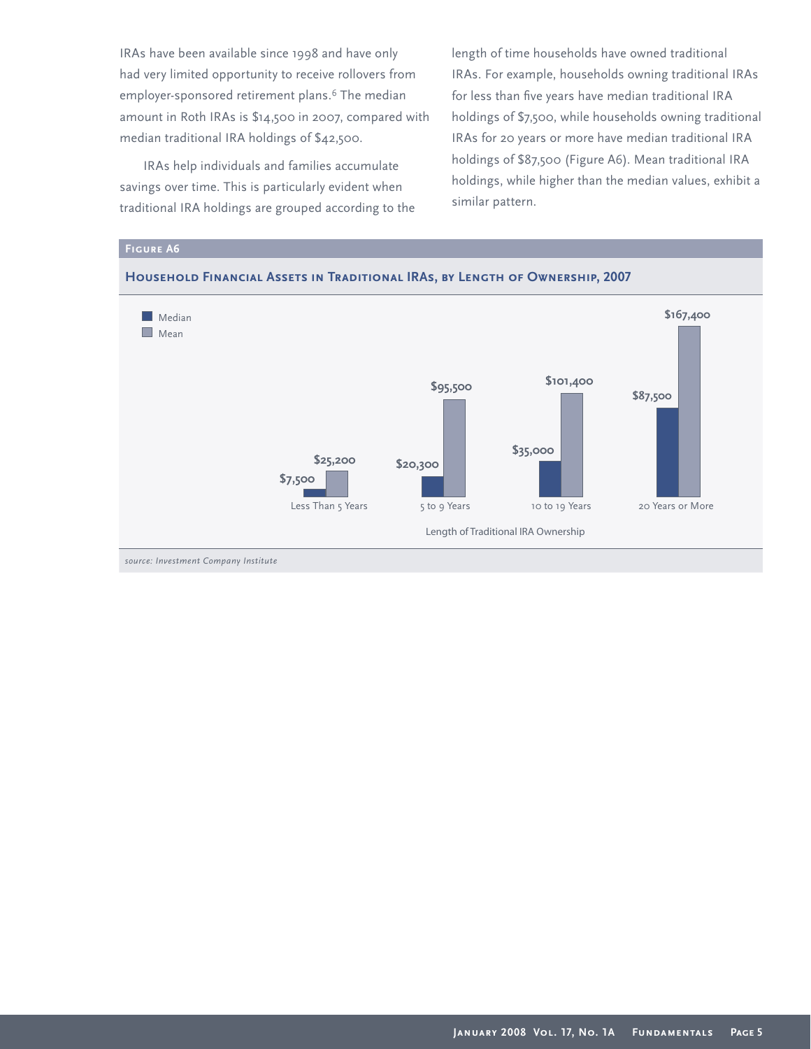IRAs have been available since 1998 and have only had very limited opportunity to receive rollovers from employer-sponsored retirement plans.[6] The median amount in Roth IRAs is $14,500 in 2007, compared with median traditional IRA holdings of $42,500.

IRAs help individuals and families accumulate savings over time. This is particularly evident when traditional IRA holdings are grouped according to the length of time households have owned traditional IRAs. For example, households owning traditional IRAs for less than five years have median traditional IRA holdings of $7,500, while households owning traditional IRAs for 20 years or more have median traditional IRA holdings of $87,500 (Figure A6). Mean traditional IRA holdings, while higher than the median values, exhibit a similar pattern.

**Figure A6**

**Household Financial Assets in Traditional IRAs, by Length of Ownership, 2007**

| Length of Traditional IRA Ownership | Median | Mean |
|---|---|---|
| Less Than 5 Years | $7,500 | $25,200 |
| 5 to 9 Years | $20,300 | $95,500 |
| 10 to 19 Years | $35,000 | $101,400 |
| 20 Years or More | $87,500 | $167,400 |

*source: Investment Company Institute*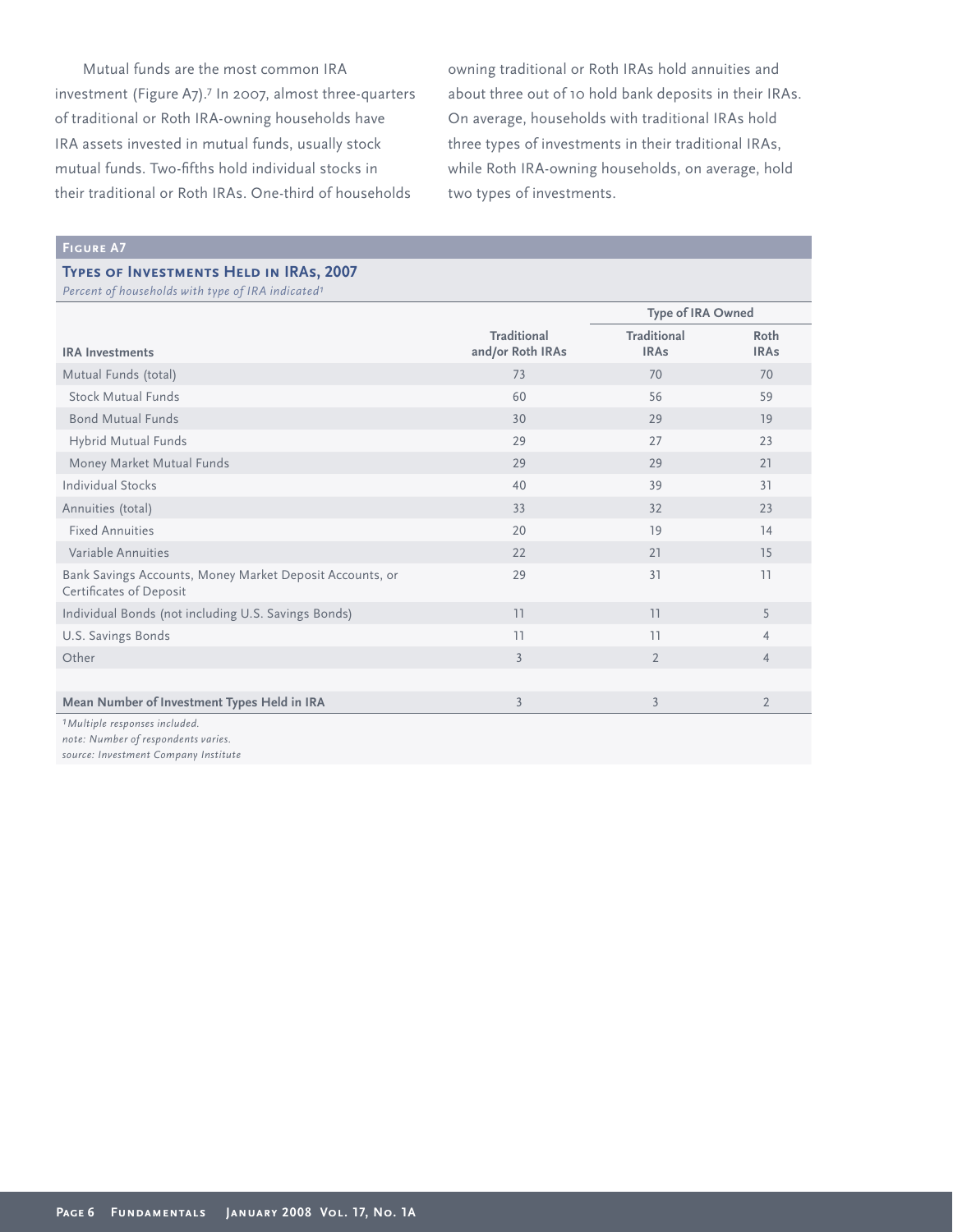Mutual funds are the most common IRA investment (Figure A7).[7] In 2007, almost three-quarters of traditional or Roth IRA-owning households have IRA assets invested in mutual funds, usually stock mutual funds. Two-fifths hold individual stocks in their traditional or Roth IRAs. One-third of households owning traditional or Roth IRAs hold annuities and about three out of 10 hold bank deposits in their IRAs. On average, households with traditional IRAs hold three types of investments in their traditional IRAs, while Roth IRA-owning households, on average, hold two types of investments.

**Figure A7**

**Types of Investments Held in IRAs, 2007**

*Percent of households with type of IRA indicated*[1]

| IRA Investments | Traditional and/or Roth IRAs | Type of IRA Owned: Traditional IRAs | Type of IRA Owned: Roth IRAs |
|---|---|---|---|
| Mutual Funds (total) | 73 | 70 | 70 |
| Stock Mutual Funds | 60 | 56 | 59 |
| Bond Mutual Funds | 30 | 29 | 19 |
| Hybrid Mutual Funds | 29 | 27 | 23 |
| Money Market Mutual Funds | 29 | 29 | 21 |
| Individual Stocks | 40 | 39 | 31 |
| Annuities (total) | 33 | 32 | 23 |
| Fixed Annuities | 20 | 19 | 14 |
| Variable Annuities | 22 | 21 | 15 |
| Bank Savings Accounts, Money Market Deposit Accounts, or Certificates of Deposit | 29 | 31 | 11 |
| Individual Bonds (not including U.S. Savings Bonds) | 11 | 11 | 5 |
| U.S. Savings Bonds | 11 | 11 | 4 |
| Other | 3 | 2 | 4 |
| **Mean Number of Investment Types Held in IRA** | 3 | 3 | 2 |

*[1]Multiple responses included.*

*note: Number of respondents varies.*

*source: Investment Company Institute*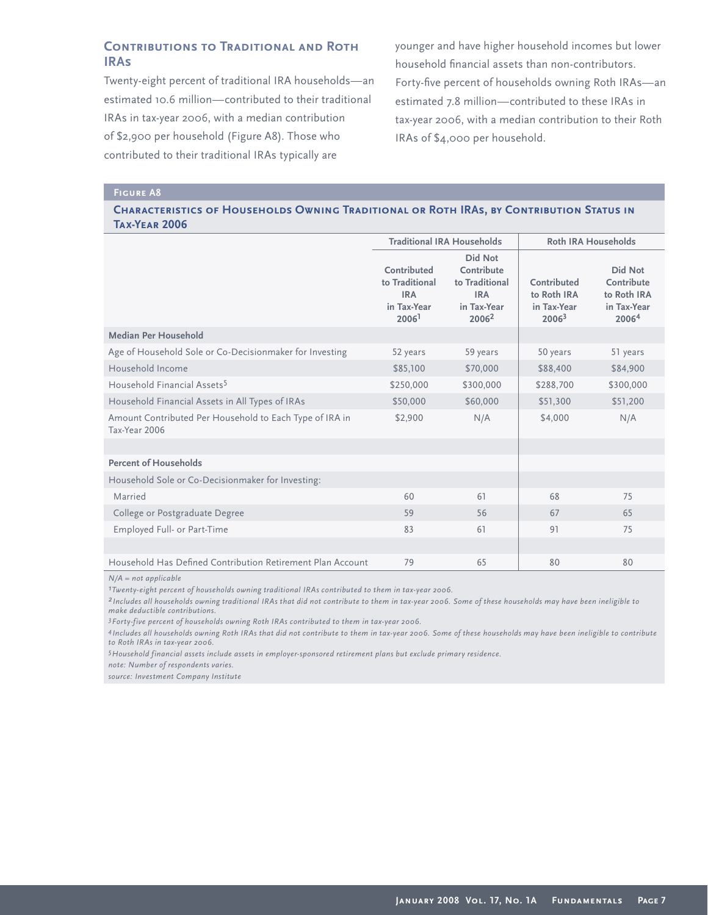## Contributions to Traditional and Roth IRAs

Twenty-eight percent of traditional IRA households—an estimated 10.6 million—contributed to their traditional IRAs in tax-year 2006, with a median contribution of $2,900 per household (Figure A8). Those who contributed to their traditional IRAs typically are younger and have higher household incomes but lower household financial assets than non-contributors. Forty-five percent of households owning Roth IRAs—an estimated 7.8 million—contributed to these IRAs in tax-year 2006, with a median contribution to their Roth IRAs of $4,000 per household.

**Figure A8**

**Characteristics of Households Owning Traditional or Roth IRAs, by Contribution Status in Tax-Year 2006**

| | Traditional IRA Households | | Roth IRA Households | |
|---|---|---|---|---|
| | Contributed to Traditional IRA in Tax-Year 2006[1] | Did Not Contribute to Traditional IRA in Tax-Year 2006[2] | Contributed to Roth IRA in Tax-Year 2006[3] | Did Not Contribute to Roth IRA in Tax-Year 2006[4] |
| **Median Per Household** | | | | |
| Age of Household Sole or Co-Decisionmaker for Investing | 52 years | 59 years | 50 years | 51 years |
| Household Income | $85,100 | $70,000 | $88,400 | $84,900 |
| Household Financial Assets[5] | $250,000 | $300,000 | $288,700 | $300,000 |
| Household Financial Assets in All Types of IRAs | $50,000 | $60,000 | $51,300 | $51,200 |
| Amount Contributed Per Household to Each Type of IRA in Tax-Year 2006 | $2,900 | N/A | $4,000 | N/A |
| **Percent of Households** | | | | |
| Household Sole or Co-Decisionmaker for Investing: | | | | |
| Married | 60 | 61 | 68 | 75 |
| College or Postgraduate Degree | 59 | 56 | 67 | 65 |
| Employed Full- or Part-Time | 83 | 61 | 91 | 75 |
| Household Has Defined Contribution Retirement Plan Account | 79 | 65 | 80 | 80 |

*N/A = not applicable*

*[1] Twenty-eight percent of households owning traditional IRAs contributed to them in tax-year 2006.*

*[2] Includes all households owning traditional IRAs that did not contribute to them in tax-year 2006. Some of these households may have been ineligible to make deductible contributions.*

*[3] Forty-five percent of households owning Roth IRAs contributed to them in tax-year 2006.*

*[4] Includes all households owning Roth IRAs that did not contribute to them in tax-year 2006. Some of these households may have been ineligible to contribute to Roth IRAs in tax-year 2006.*

*[5] Household financial assets include assets in employer-sponsored retirement plans but exclude primary residence.*

*note: Number of respondents varies.*

*source: Investment Company Institute*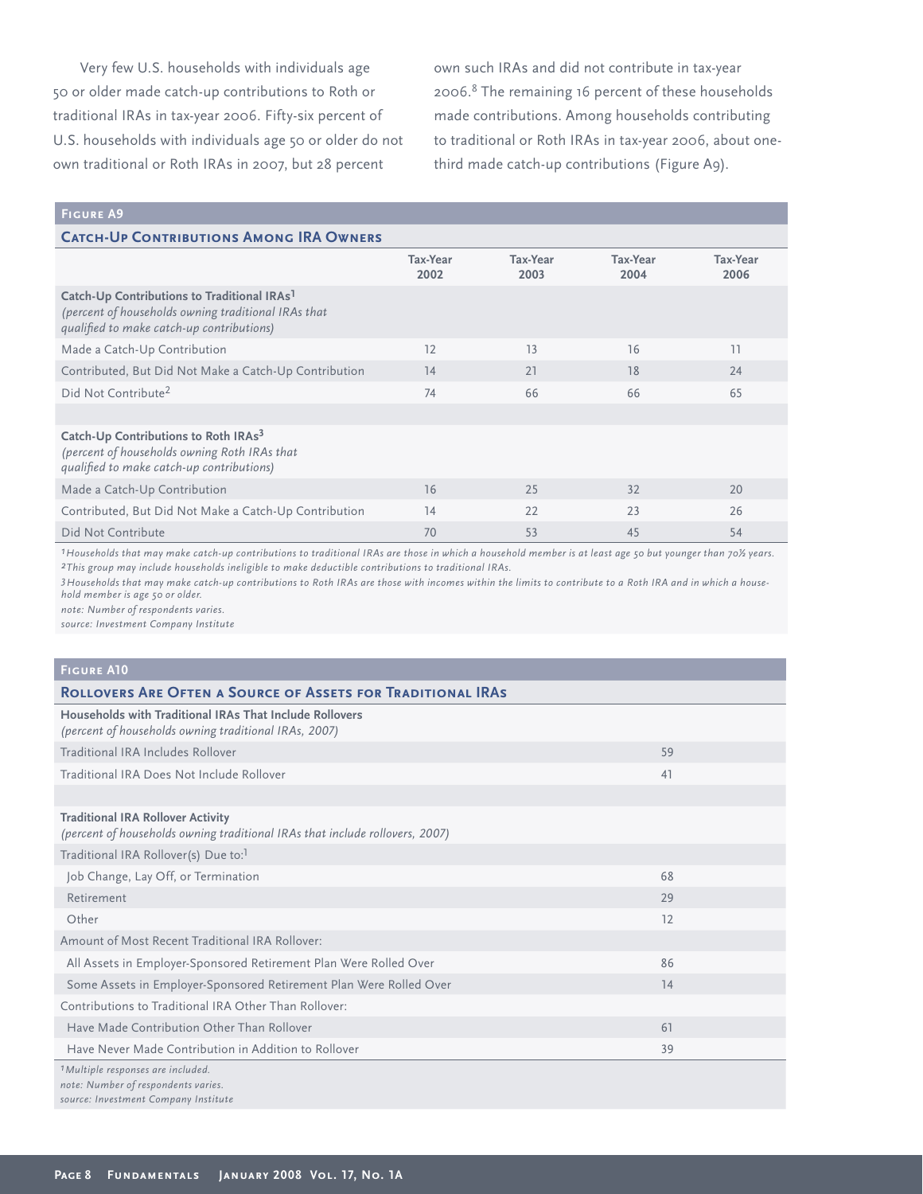Very few U.S. households with individuals age 50 or older made catch-up contributions to Roth or traditional IRAs in tax-year 2006. Fifty-six percent of U.S. households with individuals age 50 or older do not own traditional or Roth IRAs in 2007, but 28 percent own such IRAs and did not contribute in tax-year 2006.[8] The remaining 16 percent of these households made contributions. Among households contributing to traditional or Roth IRAs in tax-year 2006, about one-third made catch-up contributions (Figure A9).

**Figure A9**

**Catch-Up Contributions Among IRA Owners**

| | Tax-Year 2002 | Tax-Year 2003 | Tax-Year 2004 | Tax-Year 2006 |
|---|---|---|---|---|
| **Catch-Up Contributions to Traditional IRAs[1]** *(percent of households owning traditional IRAs that qualified to make catch-up contributions)* | | | | |
| Made a Catch-Up Contribution | 12 | 13 | 16 | 11 |
| Contributed, But Did Not Make a Catch-Up Contribution | 14 | 21 | 18 | 24 |
| Did Not Contribute[2] | 74 | 66 | 66 | 65 |
| **Catch-Up Contributions to Roth IRAs[3]** *(percent of households owning Roth IRAs that qualified to make catch-up contributions)* | | | | |
| Made a Catch-Up Contribution | 16 | 25 | 32 | 20 |
| Contributed, But Did Not Make a Catch-Up Contribution | 14 | 22 | 23 | 26 |
| Did Not Contribute | 70 | 53 | 45 | 54 |

*[1] Households that may make catch-up contributions to traditional IRAs are those in which a household member is at least age 50 but younger than 70½ years.*
*[2] This group may include households ineligible to make deductible contributions to traditional IRAs.*
*[3] Households that may make catch-up contributions to Roth IRAs are those with incomes within the limits to contribute to a Roth IRA and in which a household member is age 50 or older.*
*note: Number of respondents varies.*
*source: Investment Company Institute*

**Figure A10**

**Rollovers Are Often a Source of Assets for Traditional IRAs**

| | |
|---|---|
| **Households with Traditional IRAs That Include Rollovers** *(percent of households owning traditional IRAs, 2007)* | |
| Traditional IRA Includes Rollover | 59 |
| Traditional IRA Does Not Include Rollover | 41 |
| **Traditional IRA Rollover Activity** *(percent of households owning traditional IRAs that include rollovers, 2007)* | |
| Traditional IRA Rollover(s) Due to:[1] | |
| Job Change, Lay Off, or Termination | 68 |
| Retirement | 29 |
| Other | 12 |
| Amount of Most Recent Traditional IRA Rollover: | |
| All Assets in Employer-Sponsored Retirement Plan Were Rolled Over | 86 |
| Some Assets in Employer-Sponsored Retirement Plan Were Rolled Over | 14 |
| Contributions to Traditional IRA Other Than Rollover: | |
| Have Made Contribution Other Than Rollover | 61 |
| Have Never Made Contribution in Addition to Rollover | 39 |

*[1] Multiple responses are included.*
*note: Number of respondents varies.*
*source: Investment Company Institute*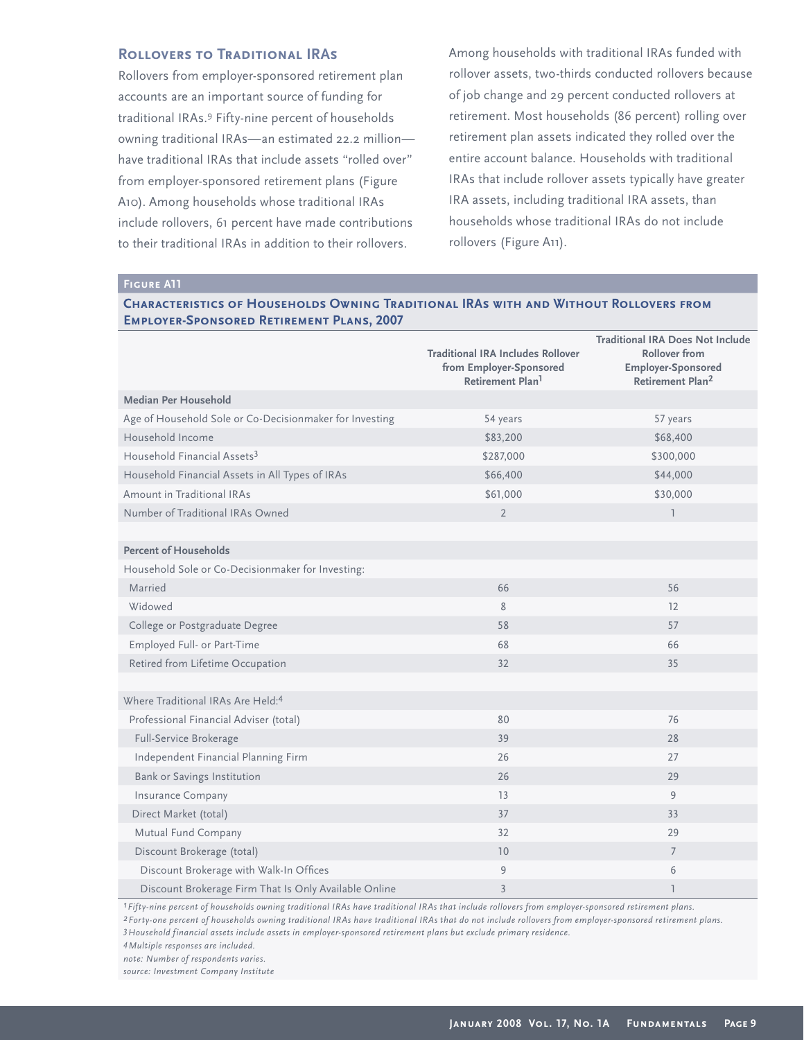## Rollovers to Traditional IRAs

Rollovers from employer-sponsored retirement plan accounts are an important source of funding for traditional IRAs.[9] Fifty-nine percent of households owning traditional IRAs—an estimated 22.2 million—have traditional IRAs that include assets "rolled over" from employer-sponsored retirement plans (Figure A10). Among households whose traditional IRAs include rollovers, 61 percent have made contributions to their traditional IRAs in addition to their rollovers.

Among households with traditional IRAs funded with rollover assets, two-thirds conducted rollovers because of job change and 29 percent conducted rollovers at retirement. Most households (86 percent) rolling over retirement plan assets indicated they rolled over the entire account balance. Households with traditional IRAs that include rollover assets typically have greater IRA assets, including traditional IRA assets, than households whose traditional IRAs do not include rollovers (Figure A11).

**Figure A11**

### Characteristics of Households Owning Traditional IRAs with and Without Rollovers from Employer-Sponsored Retirement Plans, 2007

| | Traditional IRA Includes Rollover from Employer-Sponsored Retirement Plan[1] | Traditional IRA Does Not Include Rollover from Employer-Sponsored Retirement Plan[2] |
|---|---|---|
| **Median Per Household** | | |
| Age of Household Sole or Co-Decisionmaker for Investing | 54 years | 57 years |
| Household Income | $83,200 | $68,400 |
| Household Financial Assets[3] | $287,000 | $300,000 |
| Household Financial Assets in All Types of IRAs | $66,400 | $44,000 |
| Amount in Traditional IRAs | $61,000 | $30,000 |
| Number of Traditional IRAs Owned | 2 | 1 |
| **Percent of Households** | | |
| Household Sole or Co-Decisionmaker for Investing: | | |
| Married | 66 | 56 |
| Widowed | 8 | 12 |
| College or Postgraduate Degree | 58 | 57 |
| Employed Full- or Part-Time | 68 | 66 |
| Retired from Lifetime Occupation | 32 | 35 |
| Where Traditional IRAs Are Held:[4] | | |
| Professional Financial Adviser (total) | 80 | 76 |
| Full-Service Brokerage | 39 | 28 |
| Independent Financial Planning Firm | 26 | 27 |
| Bank or Savings Institution | 26 | 29 |
| Insurance Company | 13 | 9 |
| Direct Market (total) | 37 | 33 |
| Mutual Fund Company | 32 | 29 |
| Discount Brokerage (total) | 10 | 7 |
| Discount Brokerage with Walk-In Offices | 9 | 6 |
| Discount Brokerage Firm That Is Only Available Online | 3 | 1 |

*[1] Fifty-nine percent of households owning traditional IRAs have traditional IRAs that include rollovers from employer-sponsored retirement plans.*
*[2] Forty-one percent of households owning traditional IRAs have traditional IRAs that do not include rollovers from employer-sponsored retirement plans.*
*[3] Household financial assets include assets in employer-sponsored retirement plans but exclude primary residence.*
*[4] Multiple responses are included.*
*note: Number of respondents varies.*
*source: Investment Company Institute*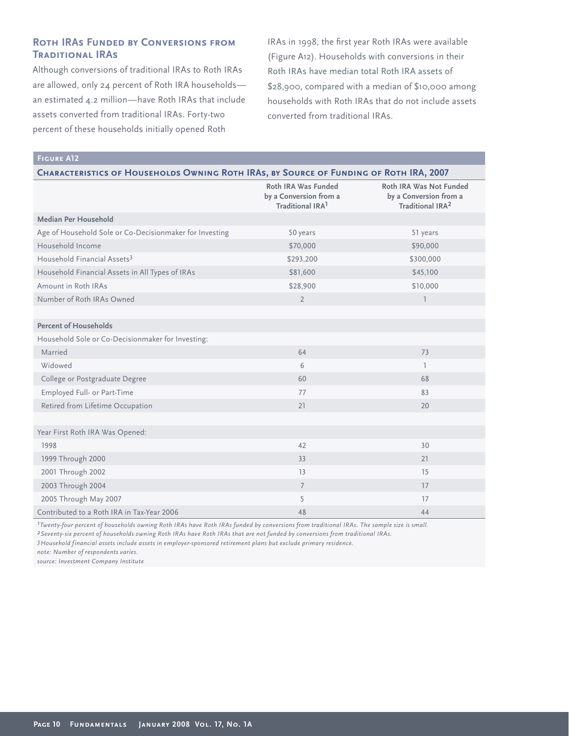### Roth IRAs Funded by Conversions from Traditional IRAs

Although conversions of traditional IRAs to Roth IRAs are allowed, only 24 percent of Roth IRA households—an estimated 4.2 million—have Roth IRAs that include assets converted from traditional IRAs. Forty-two percent of these households initially opened Roth IRAs in 1998, the first year Roth IRAs were available (Figure A12). Households with conversions in their Roth IRAs have median total Roth IRA assets of $28,900, compared with a median of $10,000 among households with Roth IRAs that do not include assets converted from traditional IRAs.

**Figure A12**

**Characteristics of Households Owning Roth IRAs, by Source of Funding of Roth IRA, 2007**

| | Roth IRA Was Funded by a Conversion from a Traditional IRA[1] | Roth IRA Was Not Funded by a Conversion from a Traditional IRA[2] |
|---|---|---|
| **Median Per Household** | | |
| Age of Household Sole or Co-Decisionmaker for Investing | 50 years | 51 years |
| Household Income | $70,000 | $90,000 |
| Household Financial Assets[3] | $293,200 | $300,000 |
| Household Financial Assets in All Types of IRAs | $81,600 | $45,100 |
| Amount in Roth IRAs | $28,900 | $10,000 |
| Number of Roth IRAs Owned | 2 | 1 |
| | | |
| **Percent of Households** | | |
| Household Sole or Co-Decisionmaker for Investing: | | |
| Married | 64 | 73 |
| Widowed | 6 | 1 |
| College or Postgraduate Degree | 60 | 68 |
| Employed Full- or Part-Time | 77 | 83 |
| Retired from Lifetime Occupation | 21 | 20 |
| | | |
| Year First Roth IRA Was Opened: | | |
| 1998 | 42 | 30 |
| 1999 Through 2000 | 33 | 21 |
| 2001 Through 2002 | 13 | 15 |
| 2003 Through 2004 | 7 | 17 |
| 2005 Through May 2007 | 5 | 17 |
| Contributed to a Roth IRA in Tax-Year 2006 | 48 | 44 |

*[1] Twenty-four percent of households owning Roth IRAs have Roth IRAs funded by conversions from traditional IRAs. The sample size is small.*
*[2] Seventy-six percent of households owning Roth IRAs have Roth IRAs that are not funded by conversions from traditional IRAs.*
*[3] Household financial assets include assets in employer-sponsored retirement plans but exclude primary residence.*
*note: Number of respondents varies.*
*source: Investment Company Institute*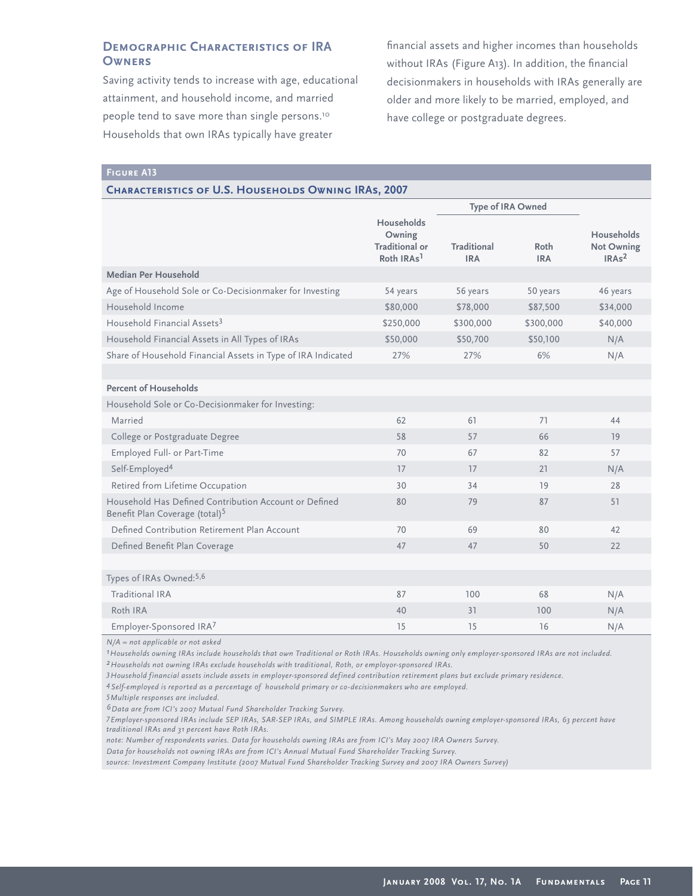## Demographic Characteristics of IRA Owners

Saving activity tends to increase with age, educational attainment, and household income, and married people tend to save more than single persons.[10] Households that own IRAs typically have greater financial assets and higher incomes than households without IRAs (Figure A13). In addition, the financial decisionmakers in households with IRAs generally are older and more likely to be married, employed, and have college or postgraduate degrees.

**Figure A13**

**Characteristics of U.S. Households Owning IRAs, 2007**

| | Households Owning Traditional or Roth IRAs[1] | Type of IRA Owned | | Households Not Owning IRAs[2] |
|---|---|---|---|---|
| | | Traditional IRA | Roth IRA | |
| **Median Per Household** | | | | |
| Age of Household Sole or Co-Decisionmaker for Investing | 54 years | 56 years | 50 years | 46 years |
| Household Income | $80,000 | $78,000 | $87,500 | $34,000 |
| Household Financial Assets[3] | $250,000 | $300,000 | $300,000 | $40,000 |
| Household Financial Assets in All Types of IRAs | $50,000 | $50,700 | $50,100 | N/A |
| Share of Household Financial Assets in Type of IRA Indicated | 27% | 27% | 6% | N/A |
| **Percent of Households** | | | | |
| Household Sole or Co-Decisionmaker for Investing: | | | | |
| Married | 62 | 61 | 71 | 44 |
| College or Postgraduate Degree | 58 | 57 | 66 | 19 |
| Employed Full- or Part-Time | 70 | 67 | 82 | 57 |
| Self-Employed[4] | 17 | 17 | 21 | N/A |
| Retired from Lifetime Occupation | 30 | 34 | 19 | 28 |
| Household Has Defined Contribution Account or Defined Benefit Plan Coverage (total)[5] | 80 | 79 | 87 | 51 |
| Defined Contribution Retirement Plan Account | 70 | 69 | 80 | 42 |
| Defined Benefit Plan Coverage | 47 | 47 | 50 | 22 |
| Types of IRAs Owned:[5,6] | | | | |
| Traditional IRA | 87 | 100 | 68 | N/A |
| Roth IRA | 40 | 31 | 100 | N/A |
| Employer-Sponsored IRA[7] | 15 | 15 | 16 | N/A |

*N/A = not applicable or not asked*

*[1] Households owning IRAs include households that own Traditional or Roth IRAs. Households owning only employer-sponsored IRAs are not included.*

*[2] Households not owning IRAs exclude households with traditional, Roth, or employor-sponsored IRAs.*

*[3] Household financial assets include assets in employer-sponsored defined contribution retirement plans but exclude primary residence.*

*[4] Self-employed is reported as a percentage of household primary or co-decisionmakers who are employed.*

*[5] Multiple responses are included.*

*[6] Data are from ICI's 2007 Mutual Fund Shareholder Tracking Survey.*

*[7] Employer-sponsored IRAs include SEP IRAs, SAR-SEP IRAs, and SIMPLE IRAs. Among households owning employer-sponsored IRAs, 63 percent have traditional IRAs and 31 percent have Roth IRAs.*

*note: Number of respondents varies. Data for households owning IRAs are from ICI's May 2007 IRA Owners Survey. Data for households not owning IRAs are from ICI's Annual Mutual Fund Shareholder Tracking Survey.*

*source: Investment Company Institute (2007 Mutual Fund Shareholder Tracking Survey and 2007 IRA Owners Survey)*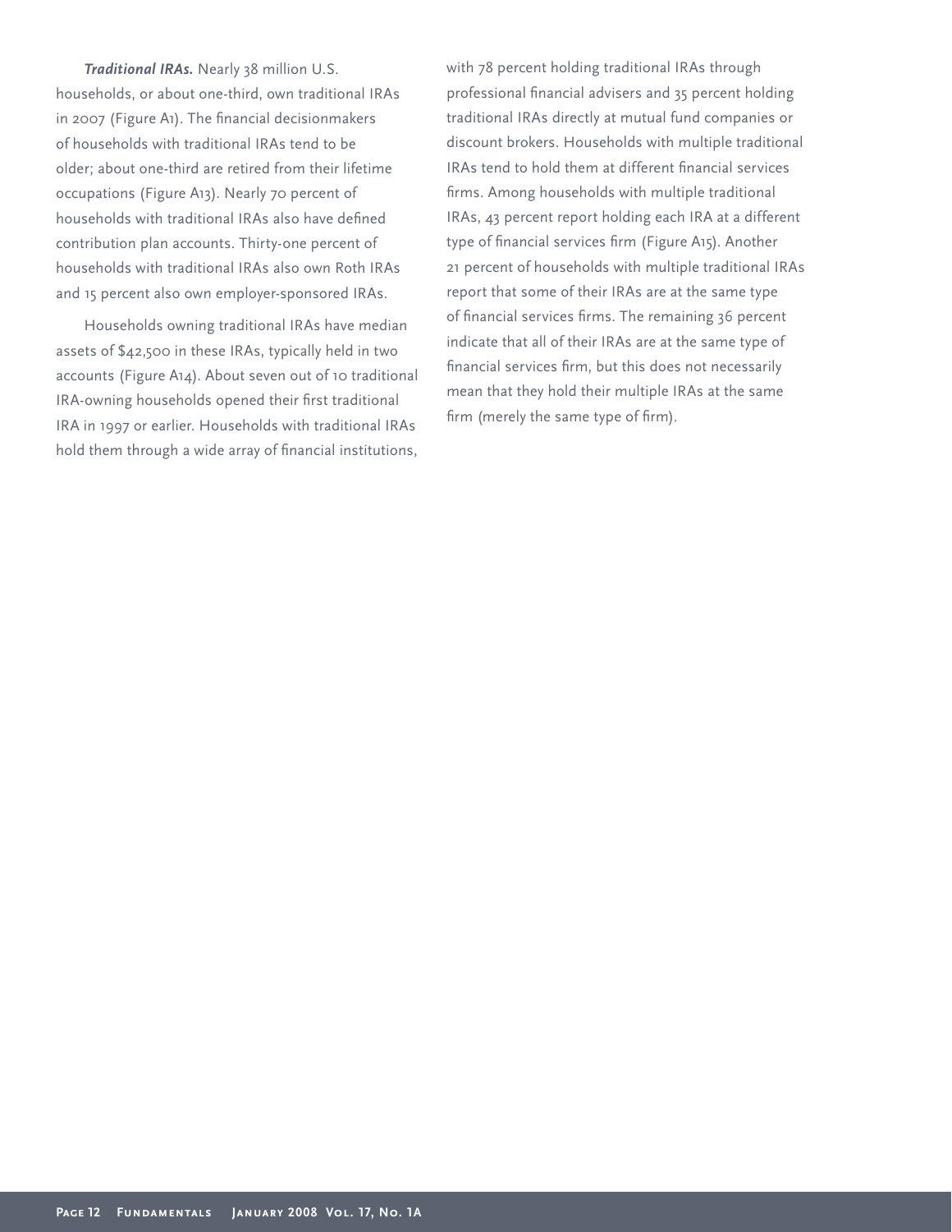***Traditional IRAs.*** Nearly 38 million U.S. households, or about one-third, own traditional IRAs in 2007 (Figure A1). The financial decisionmakers of households with traditional IRAs tend to be older; about one-third are retired from their lifetime occupations (Figure A13). Nearly 70 percent of households with traditional IRAs also have defined contribution plan accounts. Thirty-one percent of households with traditional IRAs also own Roth IRAs and 15 percent also own employer-sponsored IRAs.

Households owning traditional IRAs have median assets of $42,500 in these IRAs, typically held in two accounts (Figure A14). About seven out of 10 traditional IRA-owning households opened their first traditional IRA in 1997 or earlier. Households with traditional IRAs hold them through a wide array of financial institutions, with 78 percent holding traditional IRAs through professional financial advisers and 35 percent holding traditional IRAs directly at mutual fund companies or discount brokers. Households with multiple traditional IRAs tend to hold them at different financial services firms. Among households with multiple traditional IRAs, 43 percent report holding each IRA at a different type of financial services firm (Figure A15). Another 21 percent of households with multiple traditional IRAs report that some of their IRAs are at the same type of financial services firms. The remaining 36 percent indicate that all of their IRAs are at the same type of financial services firm, but this does not necessarily mean that they hold their multiple IRAs at the same firm (merely the same type of firm).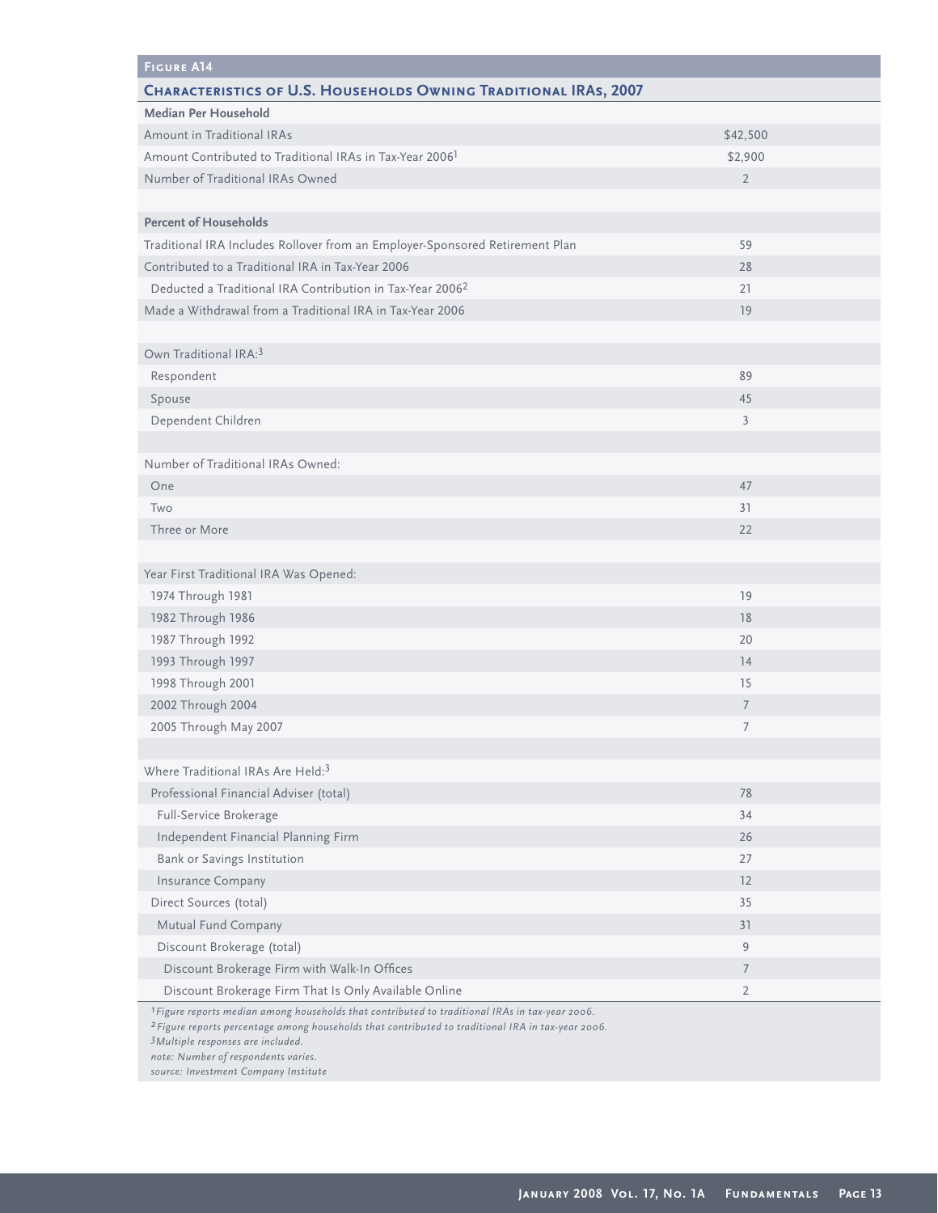**Figure A14**

**Characteristics of U.S. Households Owning Traditional IRAs, 2007**

| | |
|---|---|
| **Median Per Household** | |
| Amount in Traditional IRAs | $42,500 |
| Amount Contributed to Traditional IRAs in Tax-Year 2006[1] | $2,900 |
| Number of Traditional IRAs Owned | 2 |
| | |
| **Percent of Households** | |
| Traditional IRA Includes Rollover from an Employer-Sponsored Retirement Plan | 59 |
| Contributed to a Traditional IRA in Tax-Year 2006 | 28 |
| Deducted a Traditional IRA Contribution in Tax-Year 2006[2] | 21 |
| Made a Withdrawal from a Traditional IRA in Tax-Year 2006 | 19 |
| | |
| Own Traditional IRA:[3] | |
| Respondent | 89 |
| Spouse | 45 |
| Dependent Children | 3 |
| | |
| Number of Traditional IRAs Owned: | |
| One | 47 |
| Two | 31 |
| Three or More | 22 |
| | |
| Year First Traditional IRA Was Opened: | |
| 1974 Through 1981 | 19 |
| 1982 Through 1986 | 18 |
| 1987 Through 1992 | 20 |
| 1993 Through 1997 | 14 |
| 1998 Through 2001 | 15 |
| 2002 Through 2004 | 7 |
| 2005 Through May 2007 | 7 |
| | |
| Where Traditional IRAs Are Held:[3] | |
| Professional Financial Adviser (total) | 78 |
| Full-Service Brokerage | 34 |
| Independent Financial Planning Firm | 26 |
| Bank or Savings Institution | 27 |
| Insurance Company | 12 |
| Direct Sources (total) | 35 |
| Mutual Fund Company | 31 |
| Discount Brokerage (total) | 9 |
| Discount Brokerage Firm with Walk-In Offices | 7 |
| Discount Brokerage Firm That Is Only Available Online | 2 |

*[1] Figure reports median among households that contributed to traditional IRAs in tax-year 2006.*
*[2] Figure reports percentage among households that contributed to traditional IRA in tax-year 2006.*
*[3] Multiple responses are included.*
*note: Number of respondents varies.*
*source: Investment Company Institute*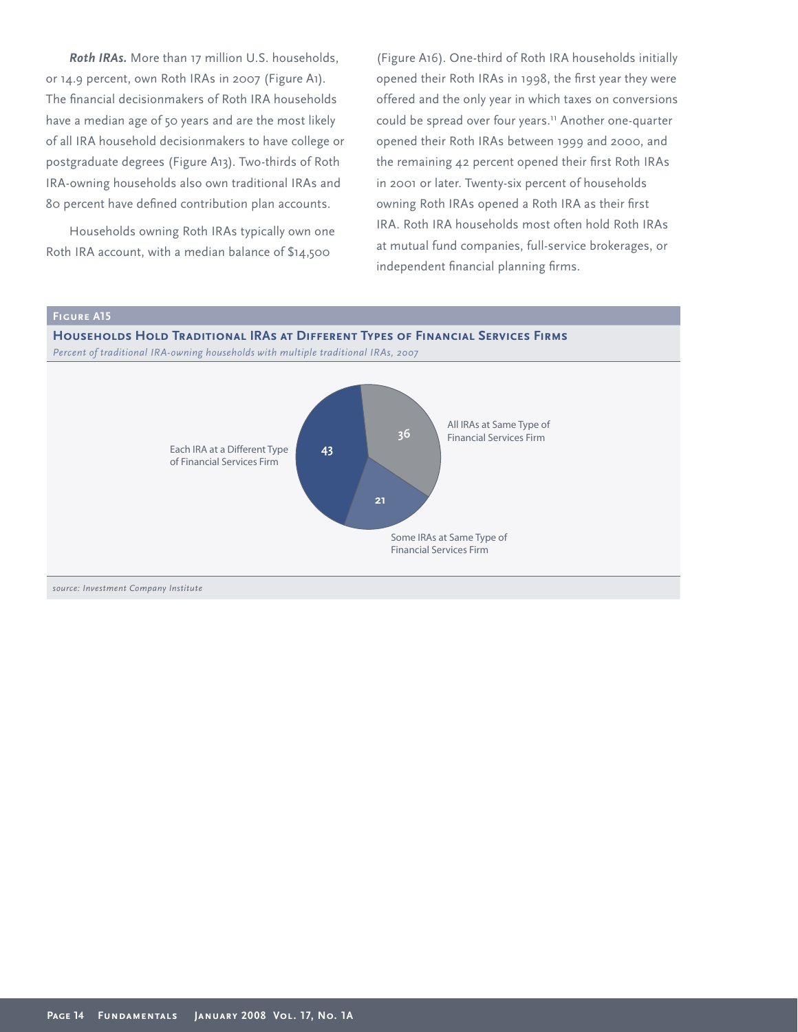***Roth IRAs.*** More than 17 million U.S. households, or 14.9 percent, own Roth IRAs in 2007 (Figure A1). The financial decisionmakers of Roth IRA households have a median age of 50 years and are the most likely of all IRA household decisionmakers to have college or postgraduate degrees (Figure A13). Two-thirds of Roth IRA-owning households also own traditional IRAs and 80 percent have defined contribution plan accounts.

Households owning Roth IRAs typically own one Roth IRA account, with a median balance of $14,500 (Figure A16). One-third of Roth IRA households initially opened their Roth IRAs in 1998, the first year they were offered and the only year in which taxes on conversions could be spread over four years.[11] Another one-quarter opened their Roth IRAs between 1999 and 2000, and the remaining 42 percent opened their first Roth IRAs in 2001 or later. Twenty-six percent of households owning Roth IRAs opened a Roth IRA as their first IRA. Roth IRA households most often hold Roth IRAs at mutual fund companies, full-service brokerages, or independent financial planning firms.

**Figure A15**

**Households Hold Traditional IRAs at Different Types of Financial Services Firms**

*Percent of traditional IRA-owning households with multiple traditional IRAs, 2007*

| Category | Percent |
| --- | --- |
| Each IRA at a Different Type of Financial Services Firm | 43 |
| All IRAs at Same Type of Financial Services Firm | 36 |
| Some IRAs at Same Type of Financial Services Firm | 21 |

*source: Investment Company Institute*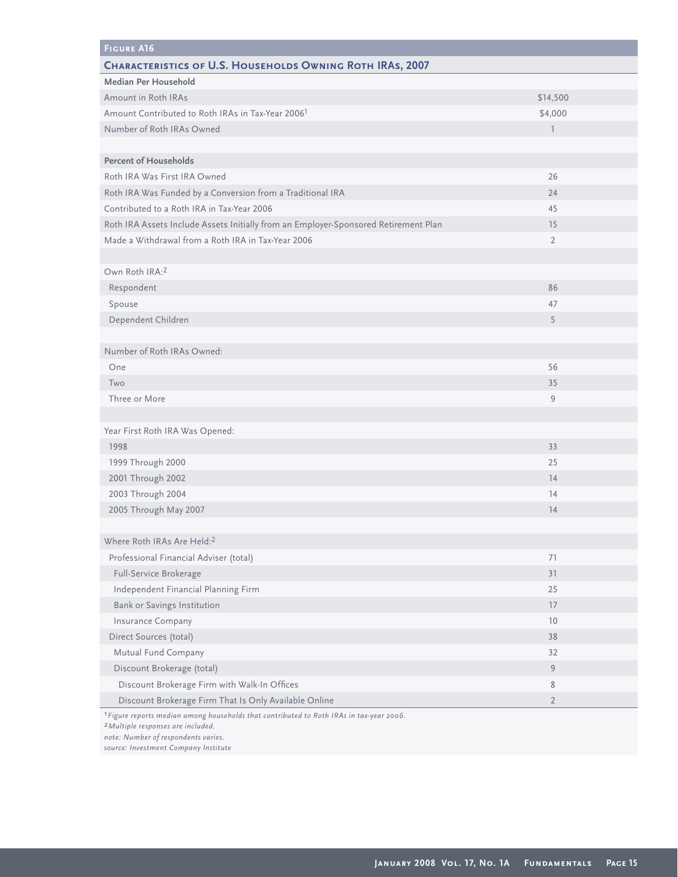**Figure A16**

## Characteristics of U.S. Households Owning Roth IRAs, 2007

| | |
|---|---|
| **Median Per Household** | |
| Amount in Roth IRAs | $14,500 |
| Amount Contributed to Roth IRAs in Tax-Year 2006[1] | $4,000 |
| Number of Roth IRAs Owned | 1 |
| | |
| **Percent of Households** | |
| Roth IRA Was First IRA Owned | 26 |
| Roth IRA Was Funded by a Conversion from a Traditional IRA | 24 |
| Contributed to a Roth IRA in Tax-Year 2006 | 45 |
| Roth IRA Assets Include Assets Initially from an Employer-Sponsored Retirement Plan | 15 |
| Made a Withdrawal from a Roth IRA in Tax-Year 2006 | 2 |
| | |
| Own Roth IRA:[2] | |
| Respondent | 86 |
| Spouse | 47 |
| Dependent Children | 5 |
| | |
| Number of Roth IRAs Owned: | |
| One | 56 |
| Two | 35 |
| Three or More | 9 |
| | |
| Year First Roth IRA Was Opened: | |
| 1998 | 33 |
| 1999 Through 2000 | 25 |
| 2001 Through 2002 | 14 |
| 2003 Through 2004 | 14 |
| 2005 Through May 2007 | 14 |
| | |
| Where Roth IRAs Are Held:[2] | |
| Professional Financial Adviser (total) | 71 |
| Full-Service Brokerage | 31 |
| Independent Financial Planning Firm | 25 |
| Bank or Savings Institution | 17 |
| Insurance Company | 10 |
| Direct Sources (total) | 38 |
| Mutual Fund Company | 32 |
| Discount Brokerage (total) | 9 |
| Discount Brokerage Firm with Walk-In Offices | 8 |
| Discount Brokerage Firm That Is Only Available Online | 2 |

[1] *Figure reports median among households that contributed to Roth IRAs in tax-year 2006.*
[2] *Multiple responses are included.*
*note: Number of respondents varies.*
*source: Investment Company Institute*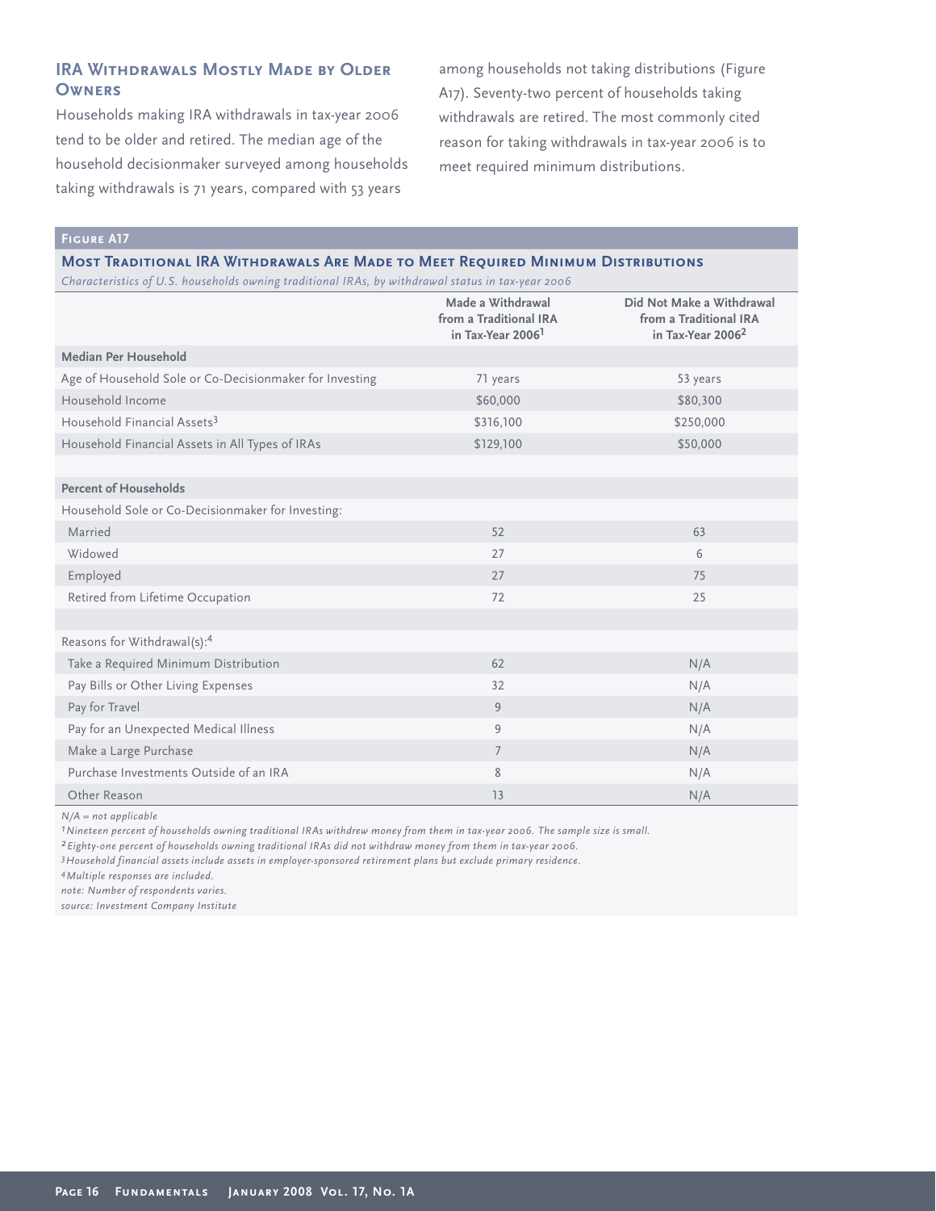## IRA Withdrawals Mostly Made by Older Owners

Households making IRA withdrawals in tax-year 2006 tend to be older and retired. The median age of the household decisionmaker surveyed among households taking withdrawals is 71 years, compared with 53 years among households not taking distributions (Figure A17). Seventy-two percent of households taking withdrawals are retired. The most commonly cited reason for taking withdrawals in tax-year 2006 is to meet required minimum distributions.

**Figure A17**

**Most Traditional IRA Withdrawals Are Made to Meet Required Minimum Distributions**

*Characteristics of U.S. households owning traditional IRAs, by withdrawal status in tax-year 2006*

| | Made a Withdrawal from a Traditional IRA in Tax-Year 2006[1] | Did Not Make a Withdrawal from a Traditional IRA in Tax-Year 2006[2] |
|---|---|---|
| **Median Per Household** | | |
| Age of Household Sole or Co-Decisionmaker for Investing | 71 years | 53 years |
| Household Income | $60,000 | $80,300 |
| Household Financial Assets[3] | $316,100 | $250,000 |
| Household Financial Assets in All Types of IRAs | $129,100 | $50,000 |
| **Percent of Households** | | |
| Household Sole or Co-Decisionmaker for Investing: | | |
| Married | 52 | 63 |
| Widowed | 27 | 6 |
| Employed | 27 | 75 |
| Retired from Lifetime Occupation | 72 | 25 |
| Reasons for Withdrawal(s):[4] | | |
| Take a Required Minimum Distribution | 62 | N/A |
| Pay Bills or Other Living Expenses | 32 | N/A |
| Pay for Travel | 9 | N/A |
| Pay for an Unexpected Medical Illness | 9 | N/A |
| Make a Large Purchase | 7 | N/A |
| Purchase Investments Outside of an IRA | 8 | N/A |
| Other Reason | 13 | N/A |

*N/A = not applicable*

*[1] Nineteen percent of households owning traditional IRAs withdrew money from them in tax-year 2006. The sample size is small.*

*[2] Eighty-one percent of households owning traditional IRAs did not withdraw money from them in tax-year 2006.*

*[3] Household financial assets include assets in employer-sponsored retirement plans but exclude primary residence.*

*[4] Multiple responses are included.*

*note: Number of respondents varies.*

*source: Investment Company Institute*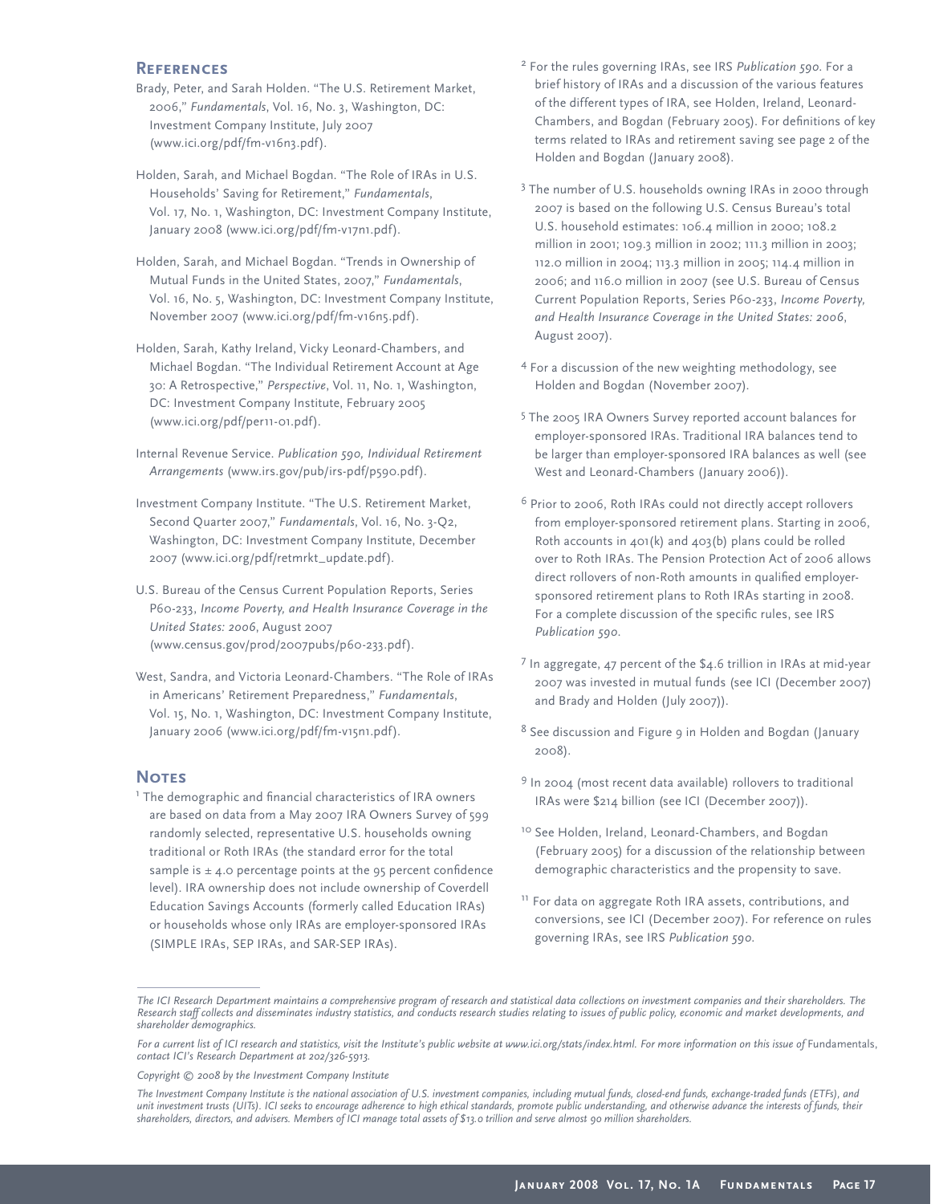## References

Brady, Peter, and Sarah Holden. "The U.S. Retirement Market, 2006," *Fundamentals*, Vol. 16, No. 3, Washington, DC: Investment Company Institute, July 2007 (www.ici.org/pdf/fm-v16n3.pdf).

Holden, Sarah, and Michael Bogdan. "The Role of IRAs in U.S. Households' Saving for Retirement," *Fundamentals*, Vol. 17, No. 1, Washington, DC: Investment Company Institute, January 2008 (www.ici.org/pdf/fm-v17n1.pdf).

Holden, Sarah, and Michael Bogdan. "Trends in Ownership of Mutual Funds in the United States, 2007," *Fundamentals*, Vol. 16, No. 5, Washington, DC: Investment Company Institute, November 2007 (www.ici.org/pdf/fm-v16n5.pdf).

Holden, Sarah, Kathy Ireland, Vicky Leonard-Chambers, and Michael Bogdan. "The Individual Retirement Account at Age 30: A Retrospective," *Perspective*, Vol. 11, No. 1, Washington, DC: Investment Company Institute, February 2005 (www.ici.org/pdf/per11-01.pdf).

Internal Revenue Service. *Publication 590, Individual Retirement Arrangements* (www.irs.gov/pub/irs-pdf/p590.pdf).

Investment Company Institute. "The U.S. Retirement Market, Second Quarter 2007," *Fundamentals*, Vol. 16, No. 3-Q2, Washington, DC: Investment Company Institute, December 2007 (www.ici.org/pdf/retmrkt_update.pdf).

U.S. Bureau of the Census Current Population Reports, Series P60-233, *Income Poverty, and Health Insurance Coverage in the United States: 2006*, August 2007 (www.census.gov/prod/2007pubs/p60-233.pdf).

West, Sandra, and Victoria Leonard-Chambers. "The Role of IRAs in Americans' Retirement Preparedness," *Fundamentals*, Vol. 15, No. 1, Washington, DC: Investment Company Institute, January 2006 (www.ici.org/pdf/fm-v15n1.pdf).

## Notes

[1] The demographic and financial characteristics of IRA owners are based on data from a May 2007 IRA Owners Survey of 599 randomly selected, representative U.S. households owning traditional or Roth IRAs (the standard error for the total sample is ± 4.0 percentage points at the 95 percent confidence level). IRA ownership does not include ownership of Coverdell Education Savings Accounts (formerly called Education IRAs) or households whose only IRAs are employer-sponsored IRAs (SIMPLE IRAs, SEP IRAs, and SAR-SEP IRAs).

[2] For the rules governing IRAs, see IRS *Publication 590*. For a brief history of IRAs and a discussion of the various features of the different types of IRA, see Holden, Ireland, Leonard-Chambers, and Bogdan (February 2005). For definitions of key terms related to IRAs and retirement saving see page 2 of the Holden and Bogdan (January 2008).

[3] The number of U.S. households owning IRAs in 2000 through 2007 is based on the following U.S. Census Bureau's total U.S. household estimates: 106.4 million in 2000; 108.2 million in 2001; 109.3 million in 2002; 111.3 million in 2003; 112.0 million in 2004; 113.3 million in 2005; 114.4 million in 2006; and 116.0 million in 2007 (see U.S. Bureau of Census Current Population Reports, Series P60-233, *Income Poverty, and Health Insurance Coverage in the United States: 2006*, August 2007).

[4] For a discussion of the new weighting methodology, see Holden and Bogdan (November 2007).

[5] The 2005 IRA Owners Survey reported account balances for employer-sponsored IRAs. Traditional IRA balances tend to be larger than employer-sponsored IRA balances as well (see West and Leonard-Chambers (January 2006)).

[6] Prior to 2006, Roth IRAs could not directly accept rollovers from employer-sponsored retirement plans. Starting in 2006, Roth accounts in 401(k) and 403(b) plans could be rolled over to Roth IRAs. The Pension Protection Act of 2006 allows direct rollovers of non-Roth amounts in qualified employer-sponsored retirement plans to Roth IRAs starting in 2008. For a complete discussion of the specific rules, see IRS *Publication 590*.

[7] In aggregate, 47 percent of the $4.6 trillion in IRAs at mid-year 2007 was invested in mutual funds (see ICI (December 2007) and Brady and Holden (July 2007)).

[8] See discussion and Figure 9 in Holden and Bogdan (January 2008).

[9] In 2004 (most recent data available) rollovers to traditional IRAs were $214 billion (see ICI (December 2007)).

[10] See Holden, Ireland, Leonard-Chambers, and Bogdan (February 2005) for a discussion of the relationship between demographic characteristics and the propensity to save.

[11] For data on aggregate Roth IRA assets, contributions, and conversions, see ICI (December 2007). For reference on rules governing IRAs, see IRS *Publication 590*.

---

*The ICI Research Department maintains a comprehensive program of research and statistical data collections on investment companies and their shareholders. The Research staff collects and disseminates industry statistics, and conducts research studies relating to issues of public policy, economic and market developments, and shareholder demographics.*

*For a current list of ICI research and statistics, visit the Institute's public website at www.ici.org/stats/index.html. For more information on this issue of* Fundamentals*, contact ICI's Research Department at 202/326-5913.*

*Copyright © 2008 by the Investment Company Institute*

*The Investment Company Institute is the national association of U.S. investment companies, including mutual funds, closed-end funds, exchange-traded funds (ETFs), and unit investment trusts (UITs). ICI seeks to encourage adherence to high ethical standards, promote public understanding, and otherwise advance the interests of funds, their shareholders, directors, and advisers. Members of ICI manage total assets of $13.0 trillion and serve almost 90 million shareholders.*